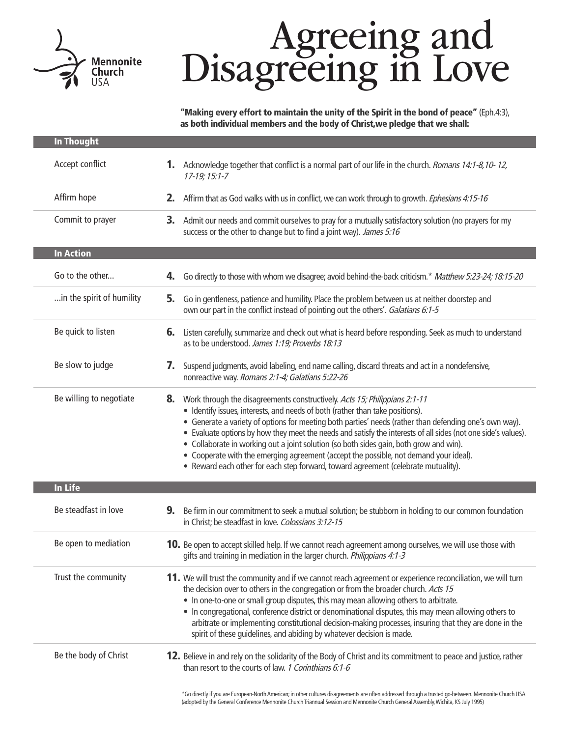Mennonite Church USA

# Agreeing and Disagreeing in Love

**"Making every effort to maintain the unity of the Spirit in the bond of peace"** (Eph.4:3), **as both individual members and the body of Christ,we pledge that we shall:**

## In Thought

**Accept conflict**

**1.** Acknowledge together that conflict is a normal part of our life in the church. *Romans 14:1-8,10- 12, 17-19; 15:1-7*

**Affirm hope**

**2.** Affirm that as God walks with us in conflict, we can work through to growth. *Ephesians 4:15-16*

**Commit to prayer**

**3.** Admit our needs and commit ourselves to pray for a mutually satisfactory solution (no prayers for my success or the other to change but to find a joint way). *James 5:16*

## In Action

**Go to the other...**

**4.** Go directly to those with whom we disagree; avoid behind-the-back criticism.* *Matthew 5:23-24; 18:15-20*

**...in the spirit of humility**

**5.** Go in gentleness, patience and humility. Place the problem between us at neither doorstep and own our part in the conflict instead of pointing out the others'. *Galatians 6:1-5*

**Be quick to listen**

**6.** Listen carefully, summarize and check out what is heard before responding. Seek as much to understand as to be understood. *James 1:19; Proverbs 18:13*

**Be slow to judge**

**7.** Suspend judgments, avoid labeling, end name calling, discard threats and act in a nondefensive, nonreactive way. *Romans 2:1-4; Galatians 5:22-26*

**Be willing to negotiate**

**8.** Work through the disagreements constructively. *Acts 15; Philippians 2:1-11*

- Identify issues, interests, and needs of both (rather than take positions).
- Generate a variety of options for meeting both parties' needs (rather than defending one's own way).
- Evaluate options by how they meet the needs and satisfy the interests of all sides (not one side's values).
- Collaborate in working out a joint solution (so both sides gain, both grow and win).
- Cooperate with the emerging agreement (accept the possible, not demand your ideal).
- Reward each other for each step forward, toward agreement (celebrate mutuality).

## In Life

**Be steadfast in love**

**9.** Be firm in our commitment to seek a mutual solution; be stubborn in holding to our common foundation in Christ; be steadfast in love. *Colossians 3:12-15*

**Be open to mediation**

**10.** Be open to accept skilled help. If we cannot reach agreement among ourselves, we will use those with gifts and training in mediation in the larger church. *Philippians 4:1-3*

**Trust the community**

**11.** We will trust the community and if we cannot reach agreement or experience reconciliation, we will turn the decision over to others in the congregation or from the broader church. *Acts 15*

- In one-to-one or small group disputes, this may mean allowing others to arbitrate.
- In congregational, conference district or denominational disputes, this may mean allowing others to arbitrate or implementing constitutional decision-making processes, insuring that they are done in the spirit of these guidelines, and abiding by whatever decision is made.

**Be the body of Christ**

**12.** Believe in and rely on the solidarity of the Body of Christ and its commitment to peace and justice, rather than resort to the courts of law. *1 Corinthians 6:1-6*

*Go directly if you are European-North American; in other cultures disagreements are often addressed through a trusted go-between. Mennonite Church USA (adopted by the General Conference Mennonite Church Triannual Session and Mennonite Church General Assembly, Wichita, KS July 1995)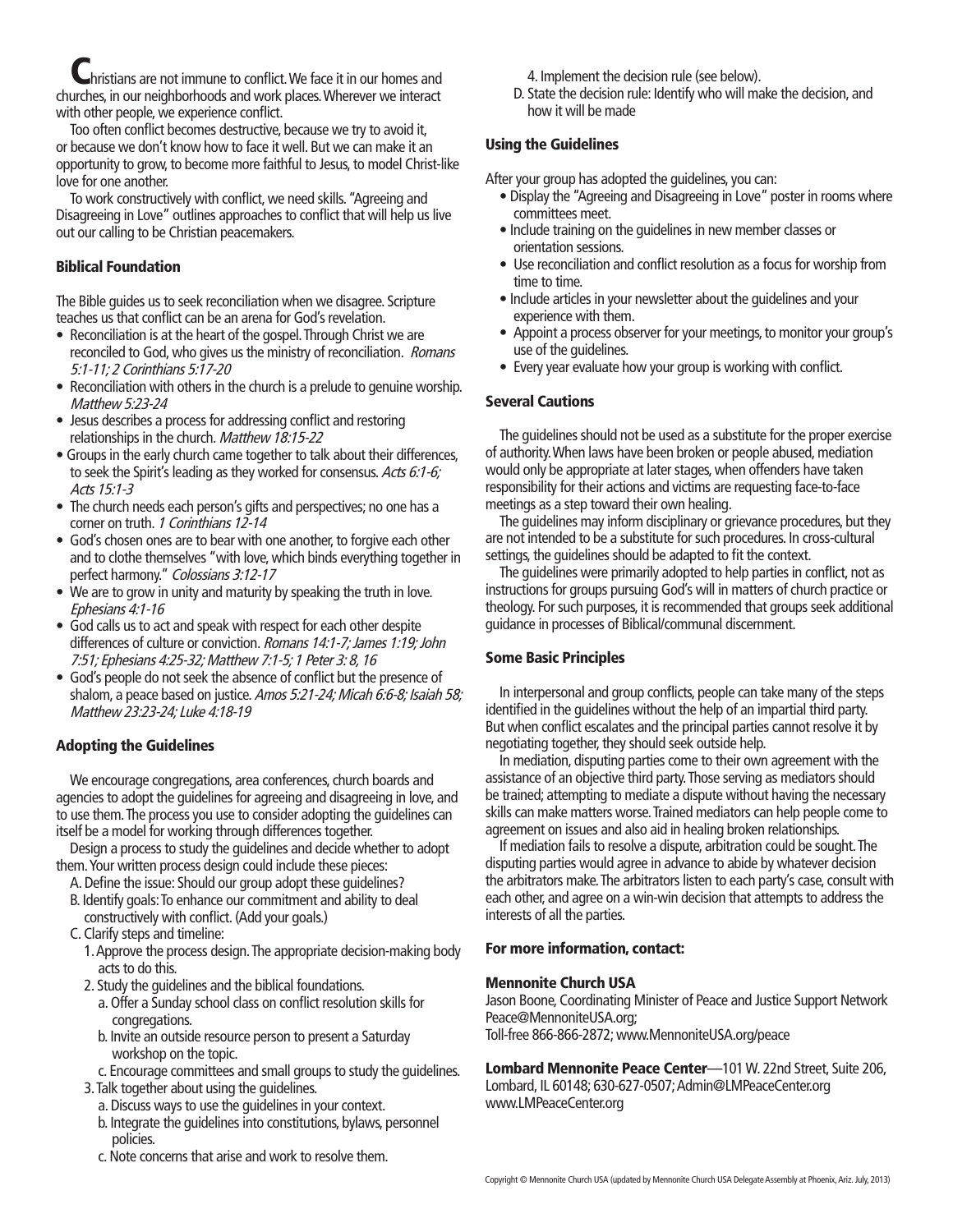Christians are not immune to conflict. We face it in our homes and churches, in our neighborhoods and work places. Wherever we interact with other people, we experience conflict.

Too often conflict becomes destructive, because we try to avoid it, or because we don't know how to face it well. But we can make it an opportunity to grow, to become more faithful to Jesus, to model Christ-like love for one another.

To work constructively with conflict, we need skills. "Agreeing and Disagreeing in Love" outlines approaches to conflict that will help us live out our calling to be Christian peacemakers.

## Biblical Foundation

The Bible guides us to seek reconciliation when we disagree. Scripture teaches us that conflict can be an arena for God's revelation.

- Reconciliation is at the heart of the gospel. Through Christ we are reconciled to God, who gives us the ministry of reconciliation. *Romans 5:1-11; 2 Corinthians 5:17-20*
- Reconciliation with others in the church is a prelude to genuine worship. *Matthew 5:23-24*
- Jesus describes a process for addressing conflict and restoring relationships in the church. *Matthew 18:15-22*
- Groups in the early church came together to talk about their differences, to seek the Spirit's leading as they worked for consensus. *Acts 6:1-6; Acts 15:1-3*
- The church needs each person's gifts and perspectives; no one has a corner on truth. *1 Corinthians 12-14*
- God's chosen ones are to bear with one another, to forgive each other and to clothe themselves "with love, which binds everything together in perfect harmony." *Colossians 3:12-17*
- We are to grow in unity and maturity by speaking the truth in love. *Ephesians 4:1-16*
- God calls us to act and speak with respect for each other despite differences of culture or conviction. *Romans 14:1-7; James 1:19; John 7:51; Ephesians 4:25-32; Matthew 7:1-5; 1 Peter 3: 8, 16*
- God's people do not seek the absence of conflict but the presence of shalom, a peace based on justice. *Amos 5:21-24; Micah 6:6-8; Isaiah 58; Matthew 23:23-24; Luke 4:18-19*

## Adopting the Guidelines

We encourage congregations, area conferences, church boards and agencies to adopt the guidelines for agreeing and disagreeing in love, and to use them. The process you use to consider adopting the guidelines can itself be a model for working through differences together.

Design a process to study the guidelines and decide whether to adopt them. Your written process design could include these pieces:

A. Define the issue: Should our group adopt these guidelines?

B. Identify goals: To enhance our commitment and ability to deal constructively with conflict. (Add your goals.)

C. Clarify steps and timeline:

1. Approve the process design. The appropriate decision-making body acts to do this.
2. Study the guidelines and the biblical foundations.
   a. Offer a Sunday school class on conflict resolution skills for congregations.
   b. Invite an outside resource person to present a Saturday workshop on the topic.
   c. Encourage committees and small groups to study the guidelines.
3. Talk together about using the guidelines.
   a. Discuss ways to use the guidelines in your context.
   b. Integrate the guidelines into constitutions, bylaws, personnel policies.
   c. Note concerns that arise and work to resolve them.
4. Implement the decision rule (see below).

D. State the decision rule: Identify who will make the decision, and how it will be made

## Using the Guidelines

After your group has adopted the guidelines, you can:

- Display the "Agreeing and Disagreeing in Love" poster in rooms where committees meet.
- Include training on the guidelines in new member classes or orientation sessions.
- Use reconciliation and conflict resolution as a focus for worship from time to time.
- Include articles in your newsletter about the guidelines and your experience with them.
- Appoint a process observer for your meetings, to monitor your group's use of the guidelines.
- Every year evaluate how your group is working with conflict.

## Several Cautions

The guidelines should not be used as a substitute for the proper exercise of authority. When laws have been broken or people abused, mediation would only be appropriate at later stages, when offenders have taken responsibility for their actions and victims are requesting face-to-face meetings as a step toward their own healing.

The guidelines may inform disciplinary or grievance procedures, but they are not intended to be a substitute for such procedures. In cross-cultural settings, the guidelines should be adapted to fit the context.

The guidelines were primarily adopted to help parties in conflict, not as instructions for groups pursuing God's will in matters of church practice or theology. For such purposes, it is recommended that groups seek additional guidance in processes of Biblical/communal discernment.

## Some Basic Principles

In interpersonal and group conflicts, people can take many of the steps identified in the guidelines without the help of an impartial third party. But when conflict escalates and the principal parties cannot resolve it by negotiating together, they should seek outside help.

In mediation, disputing parties come to their own agreement with the assistance of an objective third party. Those serving as mediators should be trained; attempting to mediate a dispute without having the necessary skills can make matters worse. Trained mediators can help people come to agreement on issues and also aid in healing broken relationships.

If mediation fails to resolve a dispute, arbitration could be sought. The disputing parties would agree in advance to abide by whatever decision the arbitrators make. The arbitrators listen to each party's case, consult with each other, and agree on a win-win decision that attempts to address the interests of all the parties.

## For more information, contact:

### Mennonite Church USA

Jason Boone, Coordinating Minister of Peace and Justice Support Network
Peace@MennoniteUSA.org;
Toll-free 866-866-2872; www.MennoniteUSA.org/peace

**Lombard Mennonite Peace Center**—101 W. 22nd Street, Suite 206, Lombard, IL 60148; 630-627-0507; Admin@LMPeaceCenter.org
www.LMPeaceCenter.org

Copyright © Mennonite Church USA (updated by Mennonite Church USA Delegate Assembly at Phoenix, Ariz. July, 2013)